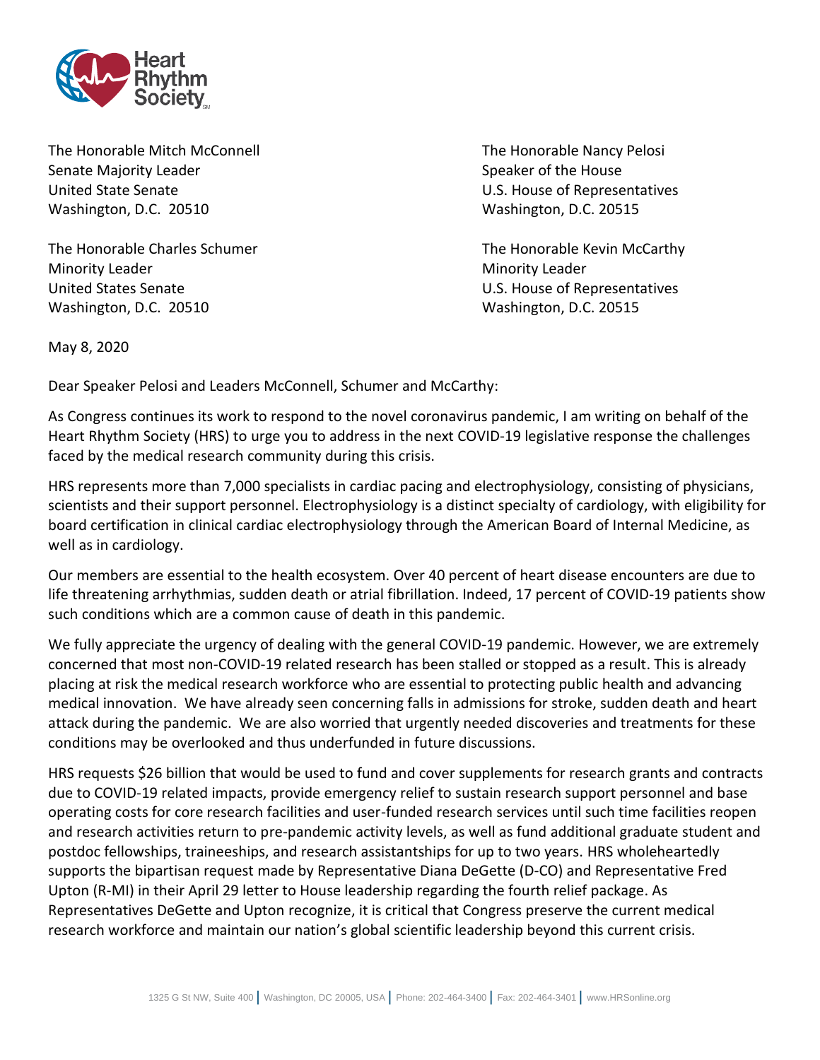The Honorable Mitch McConnell
Senate Majority Leader
United State Senate
Washington, D.C. 20510

The Honorable Charles Schumer
Minority Leader
United States Senate
Washington, D.C. 20510

The Honorable Nancy Pelosi
Speaker of the House
U.S. House of Representatives
Washington, D.C. 20515

The Honorable Kevin McCarthy
Minority Leader
U.S. House of Representatives
Washington, D.C. 20515

May 8, 2020

Dear Speaker Pelosi and Leaders McConnell, Schumer and McCarthy:

As Congress continues its work to respond to the novel coronavirus pandemic, I am writing on behalf of the Heart Rhythm Society (HRS) to urge you to address in the next COVID-19 legislative response the challenges faced by the medical research community during this crisis.

HRS represents more than 7,000 specialists in cardiac pacing and electrophysiology, consisting of physicians, scientists and their support personnel. Electrophysiology is a distinct specialty of cardiology, with eligibility for board certification in clinical cardiac electrophysiology through the American Board of Internal Medicine, as well as in cardiology.

Our members are essential to the health ecosystem. Over 40 percent of heart disease encounters are due to life threatening arrhythmias, sudden death or atrial fibrillation. Indeed, 17 percent of COVID-19 patients show such conditions which are a common cause of death in this pandemic.

We fully appreciate the urgency of dealing with the general COVID-19 pandemic. However, we are extremely concerned that most non-COVID-19 related research has been stalled or stopped as a result. This is already placing at risk the medical research workforce who are essential to protecting public health and advancing medical innovation. We have already seen concerning falls in admissions for stroke, sudden death and heart attack during the pandemic. We are also worried that urgently needed discoveries and treatments for these conditions may be overlooked and thus underfunded in future discussions.

HRS requests $26 billion that would be used to fund and cover supplements for research grants and contracts due to COVID-19 related impacts, provide emergency relief to sustain research support personnel and base operating costs for core research facilities and user-funded research services until such time facilities reopen and research activities return to pre-pandemic activity levels, as well as fund additional graduate student and postdoc fellowships, traineeships, and research assistantships for up to two years. HRS wholeheartedly supports the bipartisan request made by Representative Diana DeGette (D-CO) and Representative Fred Upton (R-MI) in their April 29 letter to House leadership regarding the fourth relief package. As Representatives DeGette and Upton recognize, it is critical that Congress preserve the current medical research workforce and maintain our nation's global scientific leadership beyond this current crisis.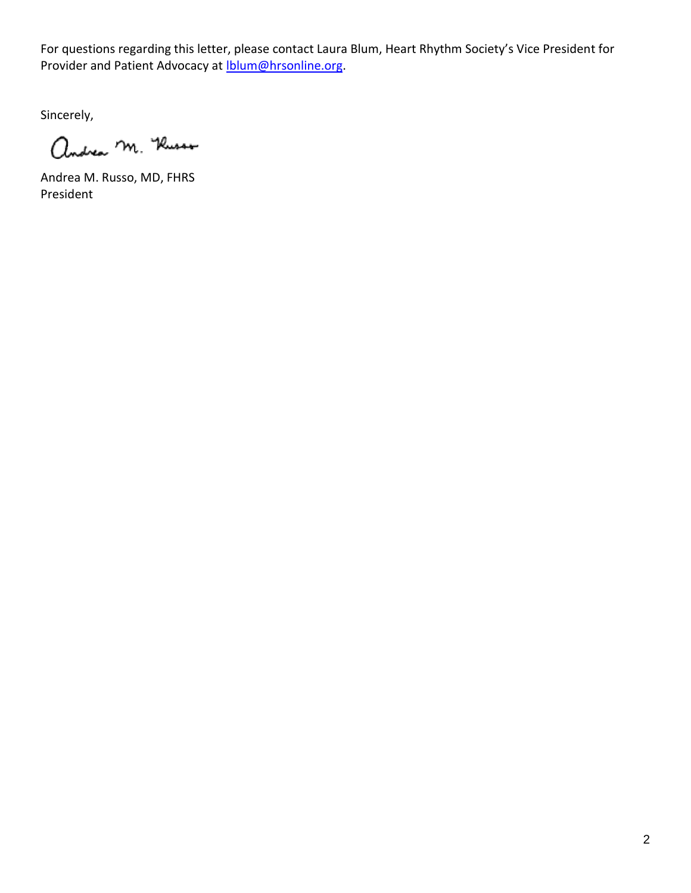For questions regarding this letter, please contact Laura Blum, Heart Rhythm Society's Vice President for Provider and Patient Advocacy at lblum@hrsonline.org.

Sincerely,

Andrea M. Russo, MD, FHRS
President